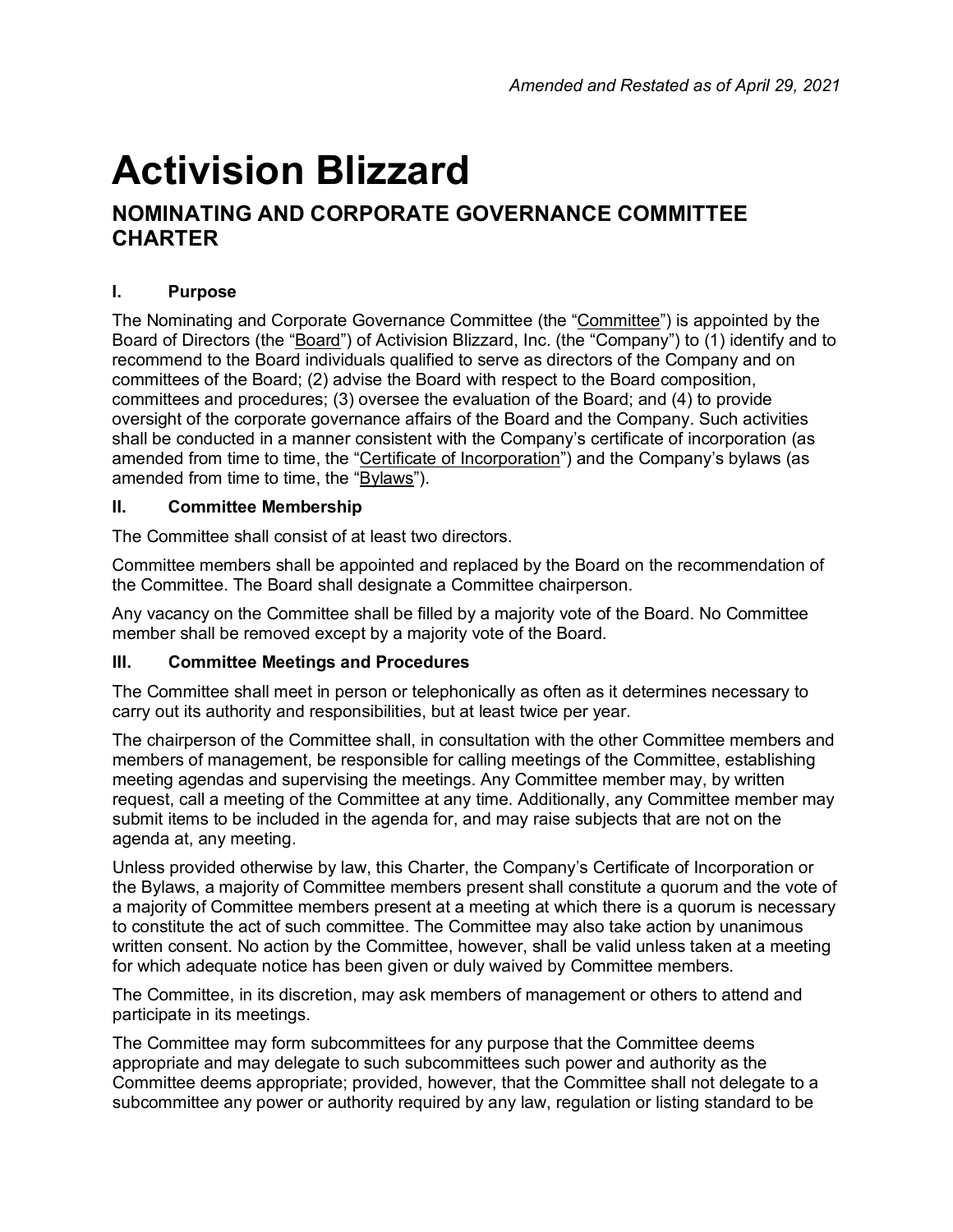*Amended and Restated as of April 29, 2021*

# Activision Blizzard

## NOMINATING AND CORPORATE GOVERNANCE COMMITTEE CHARTER

### I. Purpose

The Nominating and Corporate Governance Committee (the "Committee") is appointed by the Board of Directors (the "Board") of Activision Blizzard, Inc. (the "Company") to (1) identify and to recommend to the Board individuals qualified to serve as directors of the Company and on committees of the Board; (2) advise the Board with respect to the Board composition, committees and procedures; (3) oversee the evaluation of the Board; and (4) to provide oversight of the corporate governance affairs of the Board and the Company. Such activities shall be conducted in a manner consistent with the Company's certificate of incorporation (as amended from time to time, the "Certificate of Incorporation") and the Company's bylaws (as amended from time to time, the "Bylaws").

### II. Committee Membership

The Committee shall consist of at least two directors.

Committee members shall be appointed and replaced by the Board on the recommendation of the Committee. The Board shall designate a Committee chairperson.

Any vacancy on the Committee shall be filled by a majority vote of the Board. No Committee member shall be removed except by a majority vote of the Board.

### III. Committee Meetings and Procedures

The Committee shall meet in person or telephonically as often as it determines necessary to carry out its authority and responsibilities, but at least twice per year.

The chairperson of the Committee shall, in consultation with the other Committee members and members of management, be responsible for calling meetings of the Committee, establishing meeting agendas and supervising the meetings. Any Committee member may, by written request, call a meeting of the Committee at any time. Additionally, any Committee member may submit items to be included in the agenda for, and may raise subjects that are not on the agenda at, any meeting.

Unless provided otherwise by law, this Charter, the Company's Certificate of Incorporation or the Bylaws, a majority of Committee members present shall constitute a quorum and the vote of a majority of Committee members present at a meeting at which there is a quorum is necessary to constitute the act of such committee. The Committee may also take action by unanimous written consent. No action by the Committee, however, shall be valid unless taken at a meeting for which adequate notice has been given or duly waived by Committee members.

The Committee, in its discretion, may ask members of management or others to attend and participate in its meetings.

The Committee may form subcommittees for any purpose that the Committee deems appropriate and may delegate to such subcommittees such power and authority as the Committee deems appropriate; provided, however, that the Committee shall not delegate to a subcommittee any power or authority required by any law, regulation or listing standard to be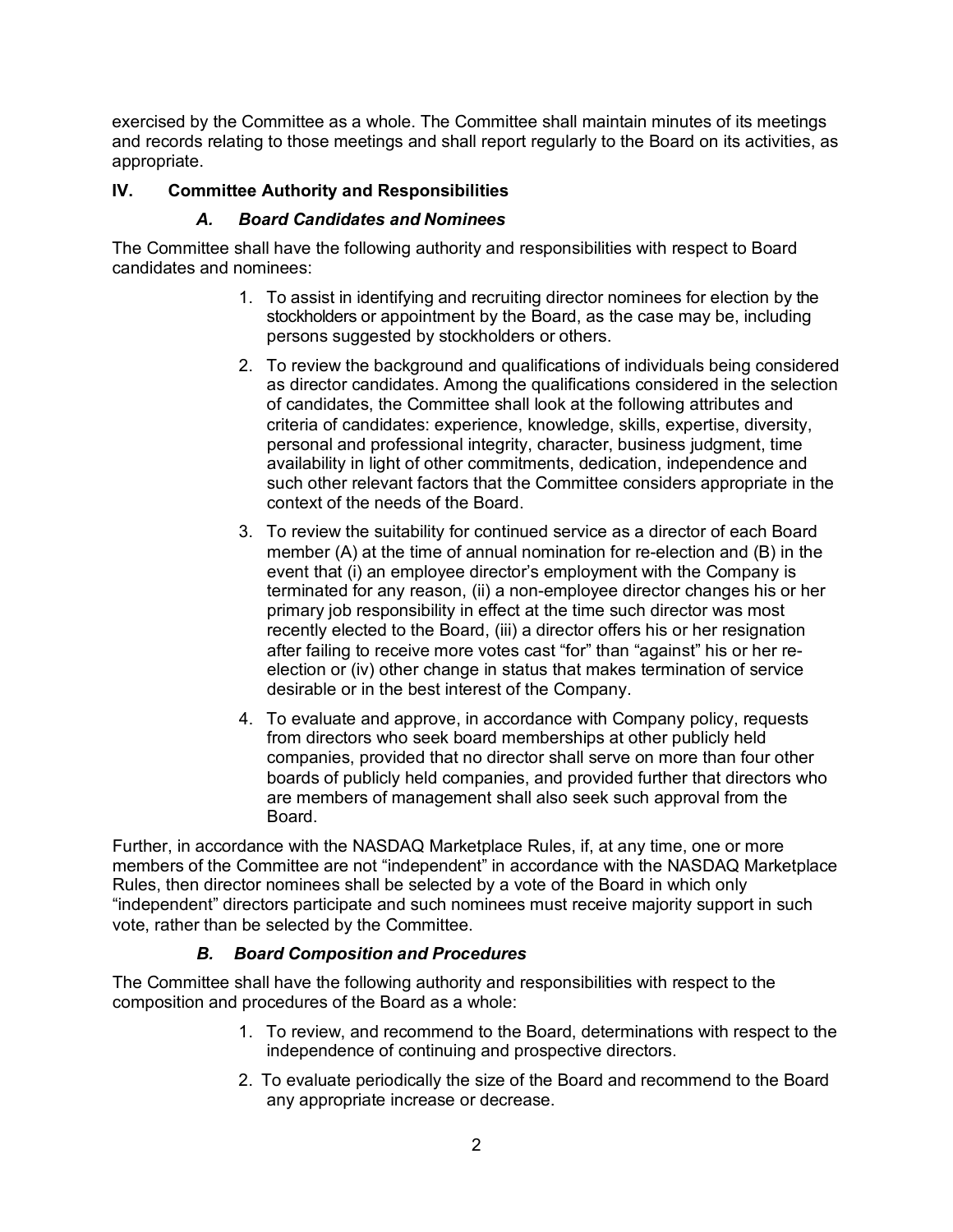exercised by the Committee as a whole. The Committee shall maintain minutes of its meetings and records relating to those meetings and shall report regularly to the Board on its activities, as appropriate.

## IV. Committee Authority and Responsibilities

### *A. Board Candidates and Nominees*

The Committee shall have the following authority and responsibilities with respect to Board candidates and nominees:

1. To assist in identifying and recruiting director nominees for election by the stockholders or appointment by the Board, as the case may be, including persons suggested by stockholders or others.
2. To review the background and qualifications of individuals being considered as director candidates. Among the qualifications considered in the selection of candidates, the Committee shall look at the following attributes and criteria of candidates: experience, knowledge, skills, expertise, diversity, personal and professional integrity, character, business judgment, time availability in light of other commitments, dedication, independence and such other relevant factors that the Committee considers appropriate in the context of the needs of the Board.
3. To review the suitability for continued service as a director of each Board member (A) at the time of annual nomination for re-election and (B) in the event that (i) an employee director's employment with the Company is terminated for any reason, (ii) a non-employee director changes his or her primary job responsibility in effect at the time such director was most recently elected to the Board, (iii) a director offers his or her resignation after failing to receive more votes cast "for" than "against" his or her re-election or (iv) other change in status that makes termination of service desirable or in the best interest of the Company.
4. To evaluate and approve, in accordance with Company policy, requests from directors who seek board memberships at other publicly held companies, provided that no director shall serve on more than four other boards of publicly held companies, and provided further that directors who are members of management shall also seek such approval from the Board.

Further, in accordance with the NASDAQ Marketplace Rules, if, at any time, one or more members of the Committee are not "independent" in accordance with the NASDAQ Marketplace Rules, then director nominees shall be selected by a vote of the Board in which only "independent" directors participate and such nominees must receive majority support in such vote, rather than be selected by the Committee.

### *B. Board Composition and Procedures*

The Committee shall have the following authority and responsibilities with respect to the composition and procedures of the Board as a whole:

1. To review, and recommend to the Board, determinations with respect to the independence of continuing and prospective directors.
2. To evaluate periodically the size of the Board and recommend to the Board any appropriate increase or decrease.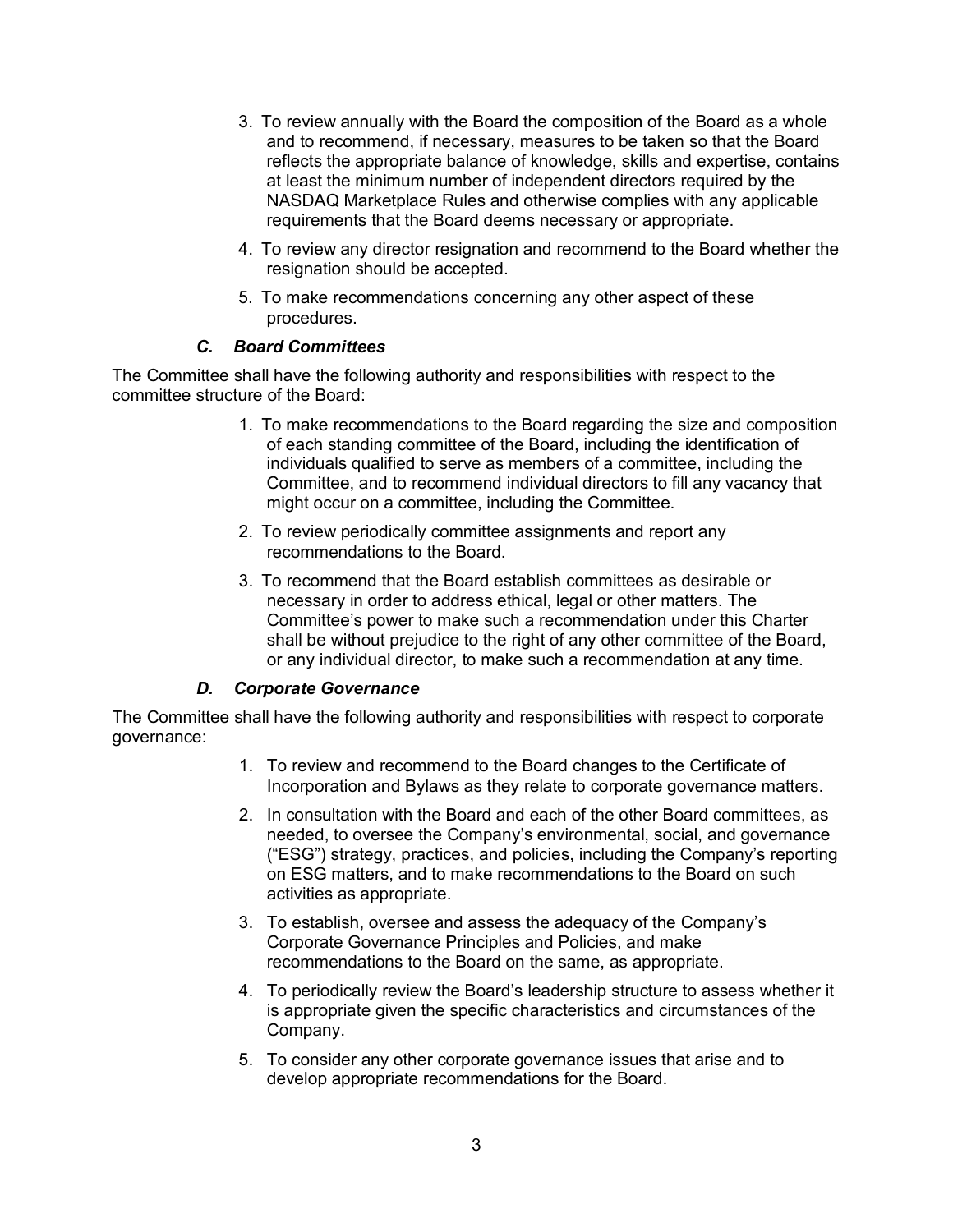3. To review annually with the Board the composition of the Board as a whole and to recommend, if necessary, measures to be taken so that the Board reflects the appropriate balance of knowledge, skills and expertise, contains at least the minimum number of independent directors required by the NASDAQ Marketplace Rules and otherwise complies with any applicable requirements that the Board deems necessary or appropriate.
4. To review any director resignation and recommend to the Board whether the resignation should be accepted.
5. To make recommendations concerning any other aspect of these procedures.

### *C. Board Committees*

The Committee shall have the following authority and responsibilities with respect to the committee structure of the Board:

1. To make recommendations to the Board regarding the size and composition of each standing committee of the Board, including the identification of individuals qualified to serve as members of a committee, including the Committee, and to recommend individual directors to fill any vacancy that might occur on a committee, including the Committee.
2. To review periodically committee assignments and report any recommendations to the Board.
3. To recommend that the Board establish committees as desirable or necessary in order to address ethical, legal or other matters. The Committee's power to make such a recommendation under this Charter shall be without prejudice to the right of any other committee of the Board, or any individual director, to make such a recommendation at any time.

### *D. Corporate Governance*

The Committee shall have the following authority and responsibilities with respect to corporate governance:

1. To review and recommend to the Board changes to the Certificate of Incorporation and Bylaws as they relate to corporate governance matters.
2. In consultation with the Board and each of the other Board committees, as needed, to oversee the Company's environmental, social, and governance ("ESG") strategy, practices, and policies, including the Company's reporting on ESG matters, and to make recommendations to the Board on such activities as appropriate.
3. To establish, oversee and assess the adequacy of the Company's Corporate Governance Principles and Policies, and make recommendations to the Board on the same, as appropriate.
4. To periodically review the Board's leadership structure to assess whether it is appropriate given the specific characteristics and circumstances of the Company.
5. To consider any other corporate governance issues that arise and to develop appropriate recommendations for the Board.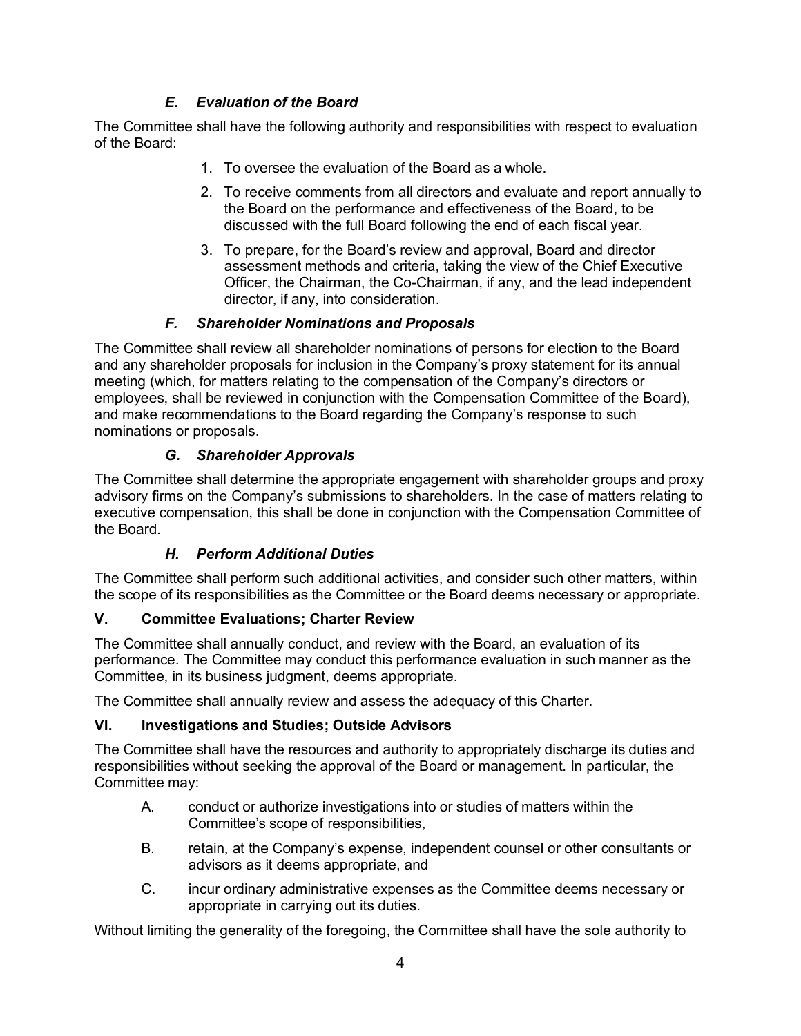### *E. Evaluation of the Board*

The Committee shall have the following authority and responsibilities with respect to evaluation of the Board:

1. To oversee the evaluation of the Board as a whole.
2. To receive comments from all directors and evaluate and report annually to the Board on the performance and effectiveness of the Board, to be discussed with the full Board following the end of each fiscal year.
3. To prepare, for the Board's review and approval, Board and director assessment methods and criteria, taking the view of the Chief Executive Officer, the Chairman, the Co-Chairman, if any, and the lead independent director, if any, into consideration.

### *F. Shareholder Nominations and Proposals*

The Committee shall review all shareholder nominations of persons for election to the Board and any shareholder proposals for inclusion in the Company's proxy statement for its annual meeting (which, for matters relating to the compensation of the Company's directors or employees, shall be reviewed in conjunction with the Compensation Committee of the Board), and make recommendations to the Board regarding the Company's response to such nominations or proposals.

### *G. Shareholder Approvals*

The Committee shall determine the appropriate engagement with shareholder groups and proxy advisory firms on the Company's submissions to shareholders. In the case of matters relating to executive compensation, this shall be done in conjunction with the Compensation Committee of the Board.

### *H. Perform Additional Duties*

The Committee shall perform such additional activities, and consider such other matters, within the scope of its responsibilities as the Committee or the Board deems necessary or appropriate.

## V. Committee Evaluations; Charter Review

The Committee shall annually conduct, and review with the Board, an evaluation of its performance. The Committee may conduct this performance evaluation in such manner as the Committee, in its business judgment, deems appropriate.

The Committee shall annually review and assess the adequacy of this Charter.

## VI. Investigations and Studies; Outside Advisors

The Committee shall have the resources and authority to appropriately discharge its duties and responsibilities without seeking the approval of the Board or management. In particular, the Committee may:

A. conduct or authorize investigations into or studies of matters within the Committee's scope of responsibilities,

B. retain, at the Company's expense, independent counsel or other consultants or advisors as it deems appropriate, and

C. incur ordinary administrative expenses as the Committee deems necessary or appropriate in carrying out its duties.

Without limiting the generality of the foregoing, the Committee shall have the sole authority to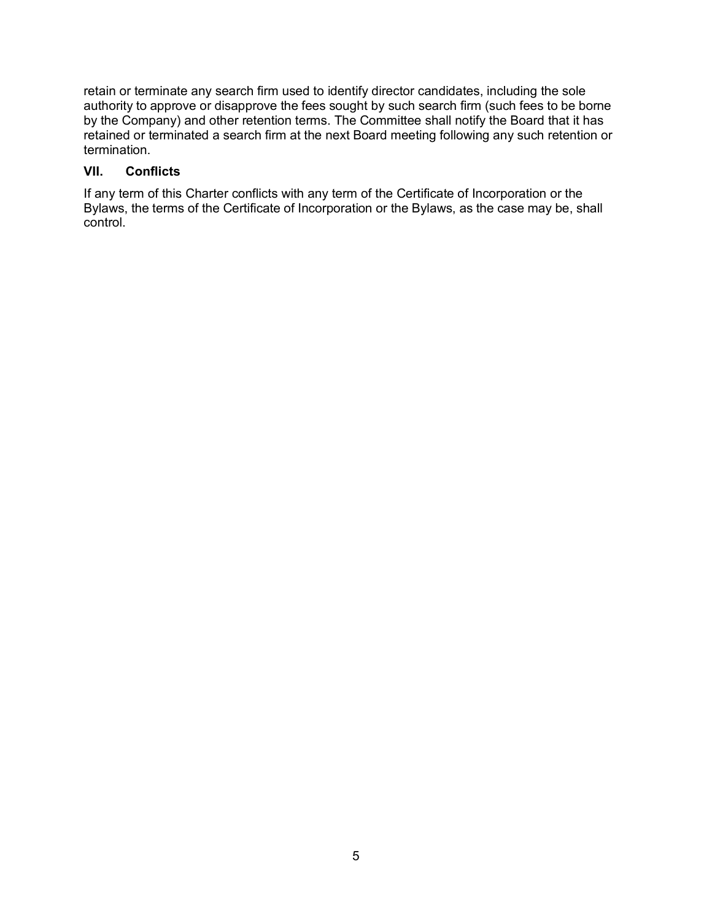retain or terminate any search firm used to identify director candidates, including the sole authority to approve or disapprove the fees sought by such search firm (such fees to be borne by the Company) and other retention terms. The Committee shall notify the Board that it has retained or terminated a search firm at the next Board meeting following any such retention or termination.

## VII. Conflicts

If any term of this Charter conflicts with any term of the Certificate of Incorporation or the Bylaws, the terms of the Certificate of Incorporation or the Bylaws, as the case may be, shall control.